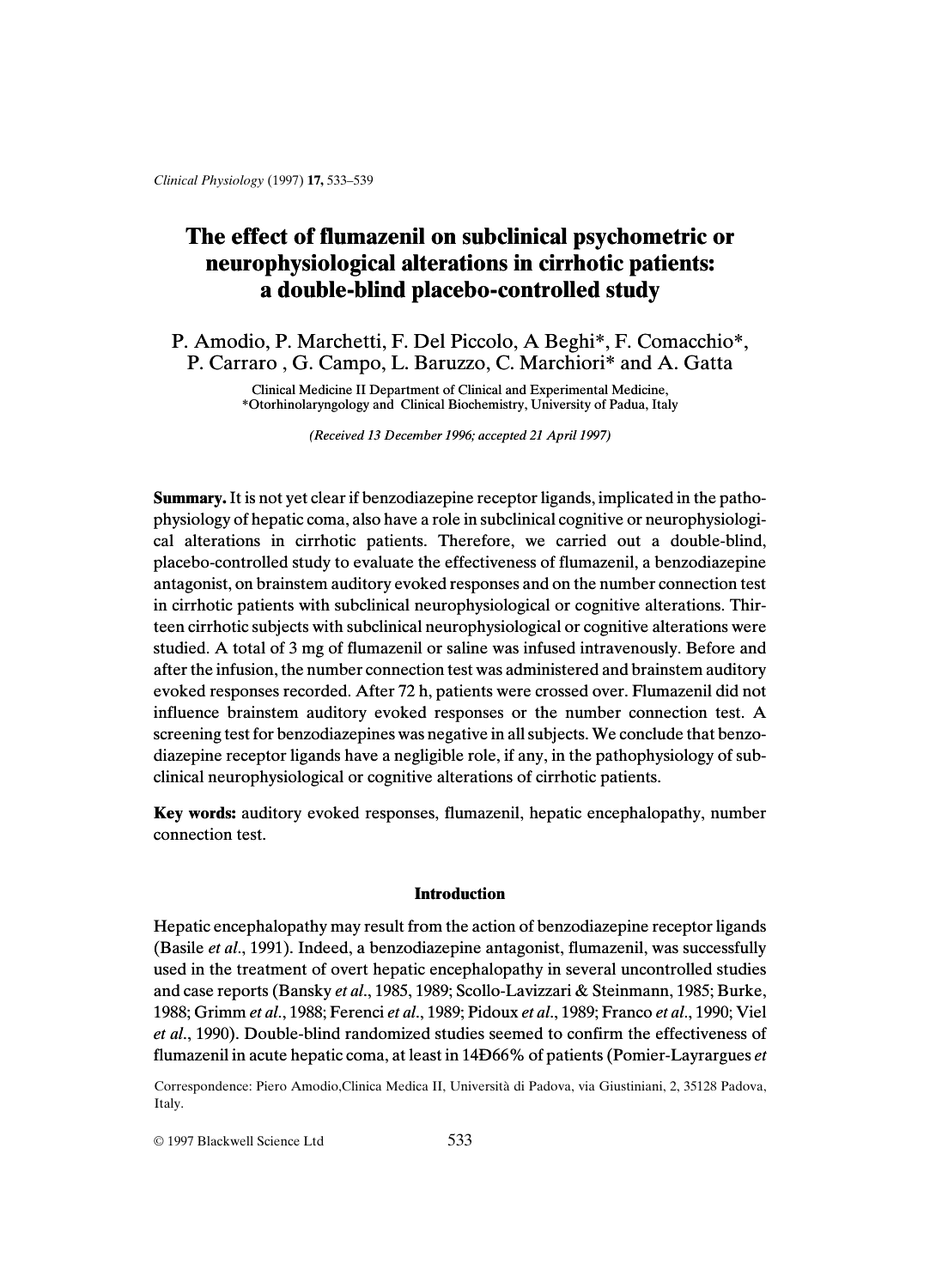# The effect of flumazenil on subclinical psychometric or neurophysiological alterations in cirrhotic patients: a double-blind placebo-controlled study

P. Amodio, P. Marchetti, F. Del Piccolo, A Beghi*, F. Comacchio*, P. Carraro , G. Campo, L. Baruzzo, C. Marchiori* and A. Gatta

Clinical Medicine II Department of Clinical and Experimental Medicine, *Otorhinolaryngology and Clinical Biochemistry, University of Padua, Italy

*(Received 13 December 1996; accepted 21 April 1997)*

**Summary.** It is not yet clear if benzodiazepine receptor ligands, implicated in the pathophysiology of hepatic coma, also have a role in subclinical cognitive or neurophysiological alterations in cirrhotic patients. Therefore, we carried out a double-blind, placebo-controlled study to evaluate the effectiveness of flumazenil, a benzodiazepine antagonist, on brainstem auditory evoked responses and on the number connection test in cirrhotic patients with subclinical neurophysiological or cognitive alterations. Thirteen cirrhotic subjects with subclinical neurophysiological or cognitive alterations were studied. A total of 3 mg of flumazenil or saline was infused intravenously. Before and after the infusion, the number connection test was administered and brainstem auditory evoked responses recorded. After 72 h, patients were crossed over. Flumazenil did not influence brainstem auditory evoked responses or the number connection test. A screening test for benzodiazepines was negative in all subjects. We conclude that benzodiazepine receptor ligands have a negligible role, if any, in the pathophysiology of subclinical neurophysiological or cognitive alterations of cirrhotic patients.

**Key words:** auditory evoked responses, flumazenil, hepatic encephalopathy, number connection test.

## Introduction

Hepatic encephalopathy may result from the action of benzodiazepine receptor ligands (Basile *et al*., 1991). Indeed, a benzodiazepine antagonist, flumazenil, was successfully used in the treatment of overt hepatic encephalopathy in several uncontrolled studies and case reports (Bansky *et al*., 1985, 1989; Scollo-Lavizzari & Steinmann, 1985; Burke, 1988; Grimm *et al*., 1988; Ferenci *et al*., 1989; Pidoux *et al*., 1989; Franco *et al*., 1990; Viel *et al*., 1990). Double-blind randomized studies seemed to confirm the effectiveness of flumazenil in acute hepatic coma, at least in 14Ð66% of patients (Pomier-Layrargues *et*

Correspondence: Piero Amodio,Clinica Medica II, Università di Padova, via Giustiniani, 2, 35128 Padova, Italy.

© 1997 Blackwell Science Ltd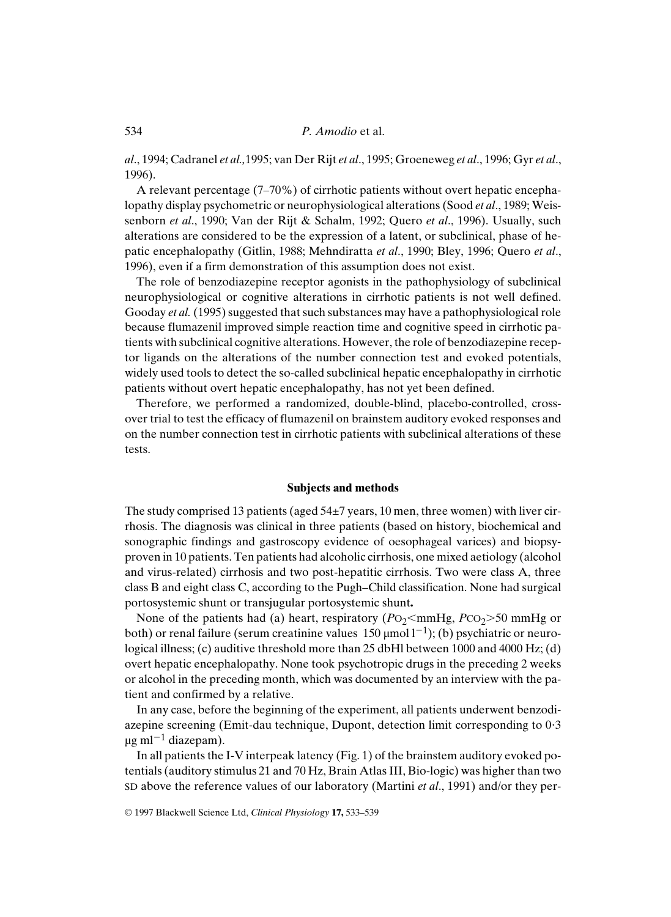*al*., 1994; Cadranel *et al.,*1995; van Der Rijt *et al*., 1995; Groeneweg *et al*., 1996; Gyr *et al*., 1996).

A relevant percentage (7–70%) of cirrhotic patients without overt hepatic encephalopathy display psychometric or neurophysiological alterations (Sood *et al*., 1989; Weissenborn *et al*., 1990; Van der Rijt & Schalm, 1992; Quero *et al*., 1996). Usually, such alterations are considered to be the expression of a latent, or subclinical, phase of hepatic encephalopathy (Gitlin, 1988; Mehndiratta *et al*., 1990; Bley, 1996; Quero *et al*., 1996), even if a firm demonstration of this assumption does not exist.

The role of benzodiazepine receptor agonists in the pathophysiology of subclinical neurophysiological or cognitive alterations in cirrhotic patients is not well defined. Gooday *et al.* (1995) suggested that such substances may have a pathophysiological role because flumazenil improved simple reaction time and cognitive speed in cirrhotic patients with subclinical cognitive alterations. However, the role of benzodiazepine receptor ligands on the alterations of the number connection test and evoked potentials, widely used tools to detect the so-called subclinical hepatic encephalopathy in cirrhotic patients without overt hepatic encephalopathy, has not yet been defined.

Therefore, we performed a randomized, double-blind, placebo-controlled, crossover trial to test the efficacy of flumazenil on brainstem auditory evoked responses and on the number connection test in cirrhotic patients with subclinical alterations of these tests.

## Subjects and methods

The study comprised 13 patients (aged 54±7 years, 10 men, three women) with liver cirrhosis. The diagnosis was clinical in three patients (based on history, biochemical and sonographic findings and gastroscopy evidence of oesophageal varices) and biopsy-proven in 10 patients. Ten patients had alcoholic cirrhosis, one mixed aetiology (alcohol and virus-related) cirrhosis and two post-hepatitic cirrhosis. Two were class A, three class B and eight class C, according to the Pugh–Child classification. None had surgical portosystemic shunt or transjugular portosystemic shunt**.**

None of the patients had (a) heart, respiratory ($P_{O_2}$<mmHg, $P_{CO_2}$>50 mmHg or both) or renal failure (serum creatinine values 150 μmol $l^{-1}$); (b) psychiatric or neurological illness; (c) auditive threshold more than 25 dbHl between 1000 and 4000 Hz; (d) overt hepatic encephalopathy. None took psychotropic drugs in the preceding 2 weeks or alcohol in the preceding month, which was documented by an interview with the patient and confirmed by a relative.

In any case, before the beginning of the experiment, all patients underwent benzodiazepine screening (Emit-dau technique, Dupont, detection limit corresponding to 0·3 μg $ml^{-1}$ diazepam).

In all patients the I-V interpeak latency (Fig. 1) of the brainstem auditory evoked potentials (auditory stimulus 21 and 70 Hz, Brain Atlas III, Bio-logic) was higher than two SD above the reference values of our laboratory (Martini *et al*., 1991) and/or they per-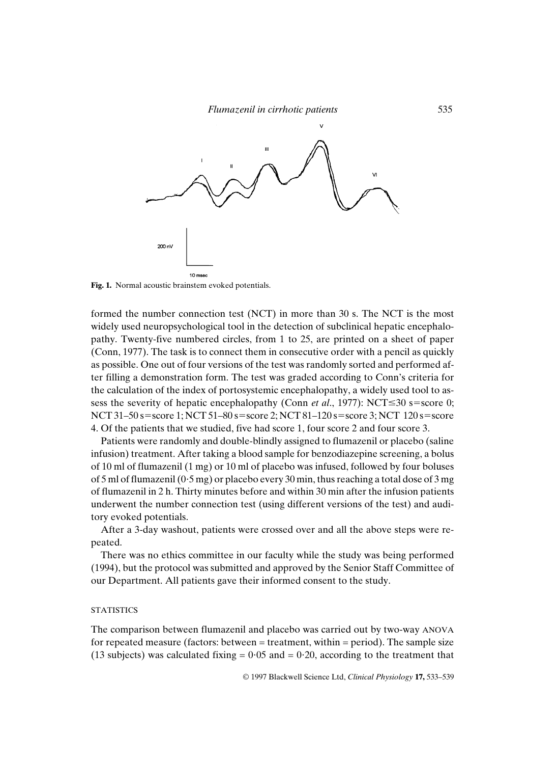Fig. 1. Normal acoustic brainstem evoked potentials.

formed the number connection test (NCT) in more than 30 s. The NCT is the most widely used neuropsychological tool in the detection of subclinical hepatic encephalopathy. Twenty-five numbered circles, from 1 to 25, are printed on a sheet of paper (Conn, 1977). The task is to connect them in consecutive order with a pencil as quickly as possible. One out of four versions of the test was randomly sorted and performed after filling a demonstration form. The test was graded according to Conn's criteria for the calculation of the index of portosystemic encephalopathy, a widely used tool to assess the severity of hepatic encephalopathy (Conn *et al*., 1977): NCT$\leq$30 s=score 0; NCT 31–50 s=score 1; NCT 51–80 s=score 2; NCT 81–120 s=score 3; NCT 120 s=score 4. Of the patients that we studied, five had score 1, four score 2 and four score 3.

Patients were randomly and double-blindly assigned to flumazenil or placebo (saline infusion) treatment. After taking a blood sample for benzodiazepine screening, a bolus of 10 ml of flumazenil (1 mg) or 10 ml of placebo was infused, followed by four boluses of 5 ml of flumazenil (0·5 mg) or placebo every 30 min, thus reaching a total dose of 3 mg of flumazenil in 2 h. Thirty minutes before and within 30 min after the infusion patients underwent the number connection test (using different versions of the test) and auditory evoked potentials.

After a 3-day washout, patients were crossed over and all the above steps were repeated.

There was no ethics committee in our faculty while the study was being performed (1994), but the protocol was submitted and approved by the Senior Staff Committee of our Department. All patients gave their informed consent to the study.

### STATISTICS

The comparison between flumazenil and placebo was carried out by two-way ANOVA for repeated measure (factors: between = treatment, within = period). The sample size (13 subjects) was calculated fixing = 0·05 and = 0·20, according to the treatment that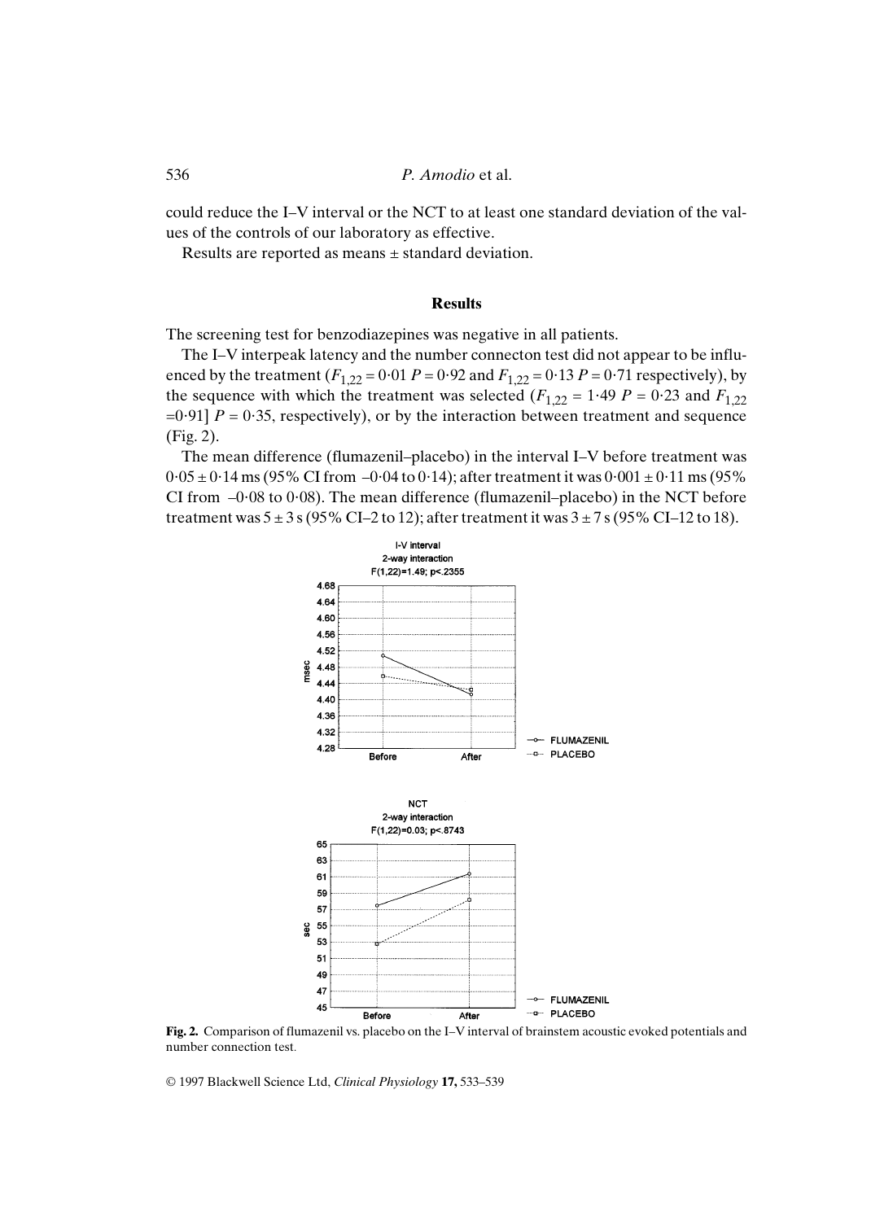could reduce the I–V interval or the NCT to at least one standard deviation of the values of the controls of our laboratory as effective.

Results are reported as means ± standard deviation.

## Results

The screening test for benzodiazepines was negative in all patients.

The I–V interpeak latency and the number connecton test did not appear to be influenced by the treatment ($F_{1,22} = 0{\cdot}01$ $P = 0{\cdot}92$ and $F_{1,22} = 0{\cdot}13$ $P = 0{\cdot}71$ respectively), by the sequence with which the treatment was selected ($F_{1,22} = 1{\cdot}49$ $P = 0{\cdot}23$ and $F_{1,22} = 0{\cdot}91$] $P = 0{\cdot}35$, respectively), or by the interaction between treatment and sequence (Fig. 2).

The mean difference (flumazenil–placebo) in the interval I–V before treatment was 0·05 ± 0·14 ms (95% CI from –0·04 to 0·14); after treatment it was 0·001 ± 0·11 ms (95% CI from –0·08 to 0·08). The mean difference (flumazenil–placebo) in the NCT before treatment was 5 ± 3 s (95% CI–2 to 12); after treatment it was 3 ± 7 s (95% CI–12 to 18).

**Fig. 2.** Comparison of flumazenil vs. placebo on the I–V interval of brainstem acoustic evoked potentials and number connection test.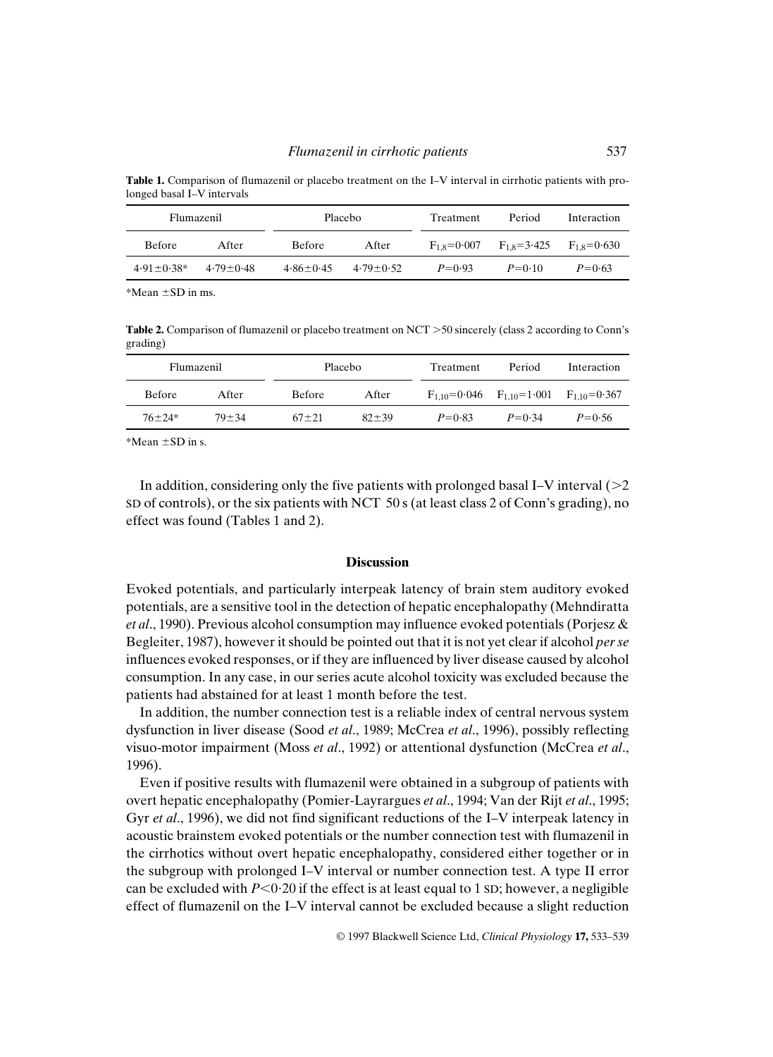**Table 1.** Comparison of flumazenil or placebo treatment on the I–V interval in cirrhotic patients with prolonged basal I–V intervals

| Flumazenil | | Placebo | | Treatment | Period | Interaction |
|---|---|---|---|---|---|---|
| Before | After | Before | After | $F_{1,8}=0{\cdot}007$ | $F_{1,8}=3{\cdot}425$ | $F_{1,8}=0{\cdot}630$ |
| 4·91±0·38* | 4·79±0·48 | 4·86±0·45 | 4·79±0·52 | $P=0{\cdot}93$ | $P=0{\cdot}10$ | $P=0{\cdot}63$ |

*Mean ±SD in ms.

**Table 2.** Comparison of flumazenil or placebo treatment on NCT >50 sincerely (class 2 according to Conn's grading)

| Flumazenil | | Placebo | | Treatment | Period | Interaction |
|---|---|---|---|---|---|---|
| Before | After | Before | After | $F_{1,10}=0{\cdot}046$ | $F_{1,10}=1{\cdot}001$ | $F_{1,10}=0{\cdot}367$ |
| 76±24* | 79±34 | 67±21 | 82±39 | $P=0{\cdot}83$ | $P=0{\cdot}34$ | $P=0{\cdot}56$ |

*Mean ±SD in s.

In addition, considering only the five patients with prolonged basal I–V interval (>2 SD of controls), or the six patients with NCT 50 s (at least class 2 of Conn's grading), no effect was found (Tables 1 and 2).

## Discussion

Evoked potentials, and particularly interpeak latency of brain stem auditory evoked potentials, are a sensitive tool in the detection of hepatic encephalopathy (Mehndiratta *et al*., 1990). Previous alcohol consumption may influence evoked potentials (Porjesz & Begleiter, 1987), however it should be pointed out that it is not yet clear if alcohol *per se* influences evoked responses, or if they are influenced by liver disease caused by alcohol consumption. In any case, in our series acute alcohol toxicity was excluded because the patients had abstained for at least 1 month before the test.

In addition, the number connection test is a reliable index of central nervous system dysfunction in liver disease (Sood *et al*., 1989; McCrea *et al*., 1996), possibly reflecting visuo-motor impairment (Moss *et al*., 1992) or attentional dysfunction (McCrea *et al*., 1996).

Even if positive results with flumazenil were obtained in a subgroup of patients with overt hepatic encephalopathy (Pomier-Layrargues *et al*., 1994; Van der Rijt *et al*., 1995; Gyr *et al*., 1996), we did not find significant reductions of the I–V interpeak latency in acoustic brainstem evoked potentials or the number connection test with flumazenil in the cirrhotics without overt hepatic encephalopathy, considered either together or in the subgroup with prolonged I–V interval or number connection test. A type II error can be excluded with $P<0{\cdot}20$ if the effect is at least equal to 1 SD; however, a negligible effect of flumazenil on the I–V interval cannot be excluded because a slight reduction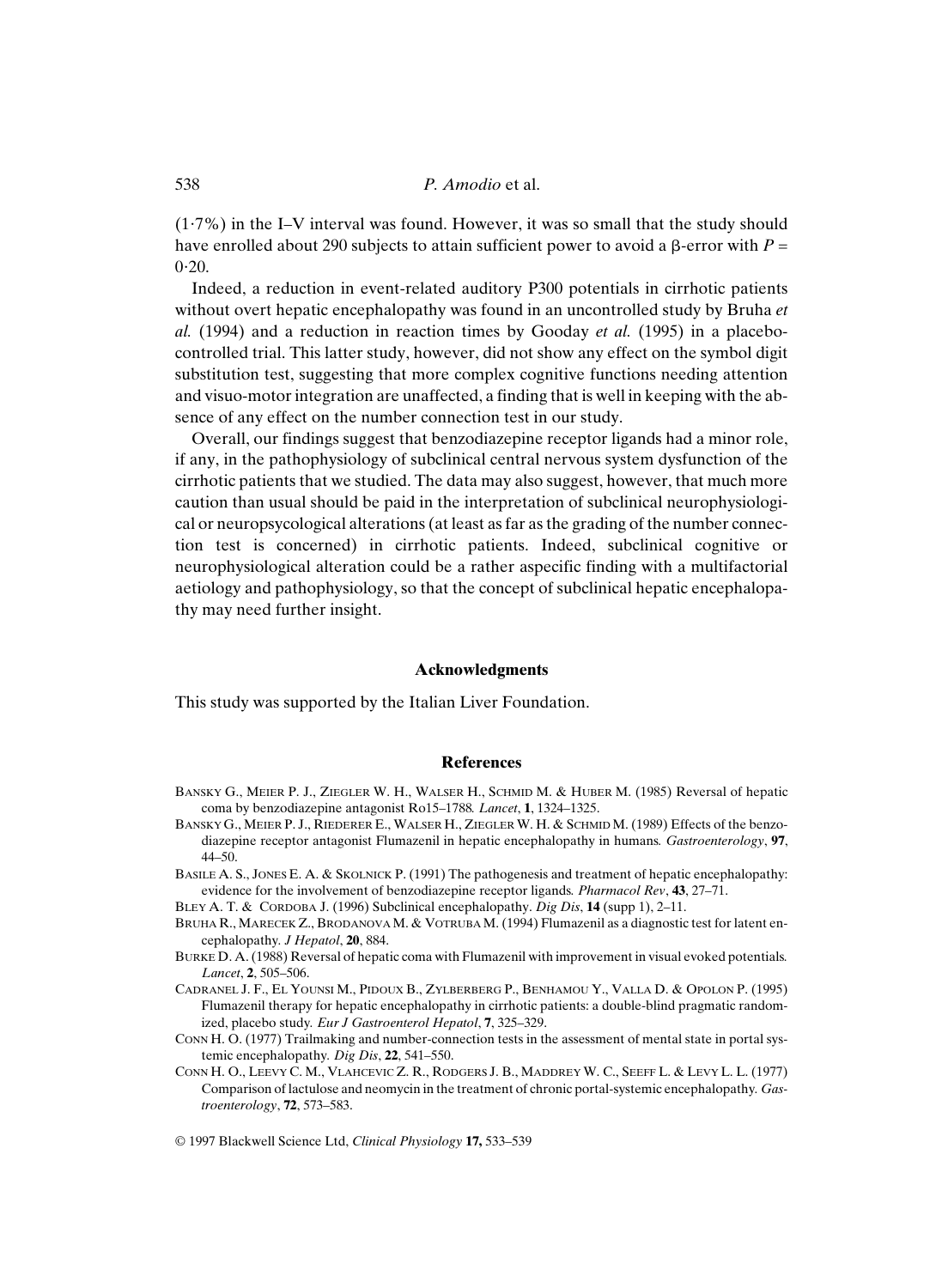(1·7%) in the I–V interval was found. However, it was so small that the study should have enrolled about 290 subjects to attain sufficient power to avoid a β-error with $P = 0{\cdot}20$.

Indeed, a reduction in event-related auditory P300 potentials in cirrhotic patients without overt hepatic encephalopathy was found in an uncontrolled study by Bruha *et al.* (1994) and a reduction in reaction times by Gooday *et al.* (1995) in a placebo-controlled trial. This latter study, however, did not show any effect on the symbol digit substitution test, suggesting that more complex cognitive functions needing attention and visuo-motor integration are unaffected, a finding that is well in keeping with the absence of any effect on the number connection test in our study.

Overall, our findings suggest that benzodiazepine receptor ligands had a minor role, if any, in the pathophysiology of subclinical central nervous system dysfunction of the cirrhotic patients that we studied. The data may also suggest, however, that much more caution than usual should be paid in the interpretation of subclinical neurophysiological or neuropsycological alterations (at least as far as the grading of the number connection test is concerned) in cirrhotic patients. Indeed, subclinical cognitive or neurophysiological alteration could be a rather aspecific finding with a multifactorial aetiology and pathophysiology, so that the concept of subclinical hepatic encephalopathy may need further insight.

## Acknowledgments

This study was supported by the Italian Liver Foundation.

## References

- Bansky G., Meier P. J., Ziegler W. H., Walser H., Schmid M. & Huber M. (1985) Reversal of hepatic coma by benzodiazepine antagonist Ro15–1788. *Lancet*, **1**, 1324–1325.
- Bansky G., Meier P. J., Riederer E., Walser H., Ziegler W. H. & Schmid M. (1989) Effects of the benzodiazepine receptor antagonist Flumazenil in hepatic encephalopathy in humans. *Gastroenterology*, **97**, 44–50.
- Basile A. S., Jones E. A. & Skolnick P. (1991) The pathogenesis and treatment of hepatic encephalopathy: evidence for the involvement of benzodiazepine receptor ligands. *Pharmacol Rev*, **43**, 27–71.
- Bley A. T. & Cordoba J. (1996) Subclinical encephalopathy. *Dig Dis*, **14** (supp 1), 2–11.
- Bruha R., Marecek Z., Brodanova M. & Votruba M. (1994) Flumazenil as a diagnostic test for latent encephalopathy. *J Hepatol*, **20**, 884.
- Burke D. A. (1988) Reversal of hepatic coma with Flumazenil with improvement in visual evoked potentials. *Lancet*, **2**, 505–506.
- Cadranel J. F., El Younsi M., Pidoux B., Zylberberg P., Benhamou Y., Valla D. & Opolon P. (1995) Flumazenil therapy for hepatic encephalopathy in cirrhotic patients: a double-blind pragmatic randomized, placebo study. *Eur J Gastroenterol Hepatol*, **7**, 325–329.
- Conn H. O. (1977) Trailmaking and number-connection tests in the assessment of mental state in portal systemic encephalopathy. *Dig Dis*, **22**, 541–550.
- Conn H. O., Leevy C. M., Vlahcevic Z. R., Rodgers J. B., Maddrey W. C., Seeff L. & Levy L. L. (1977) Comparison of lactulose and neomycin in the treatment of chronic portal-systemic encephalopathy. *Gastroenterology*, **72**, 573–583.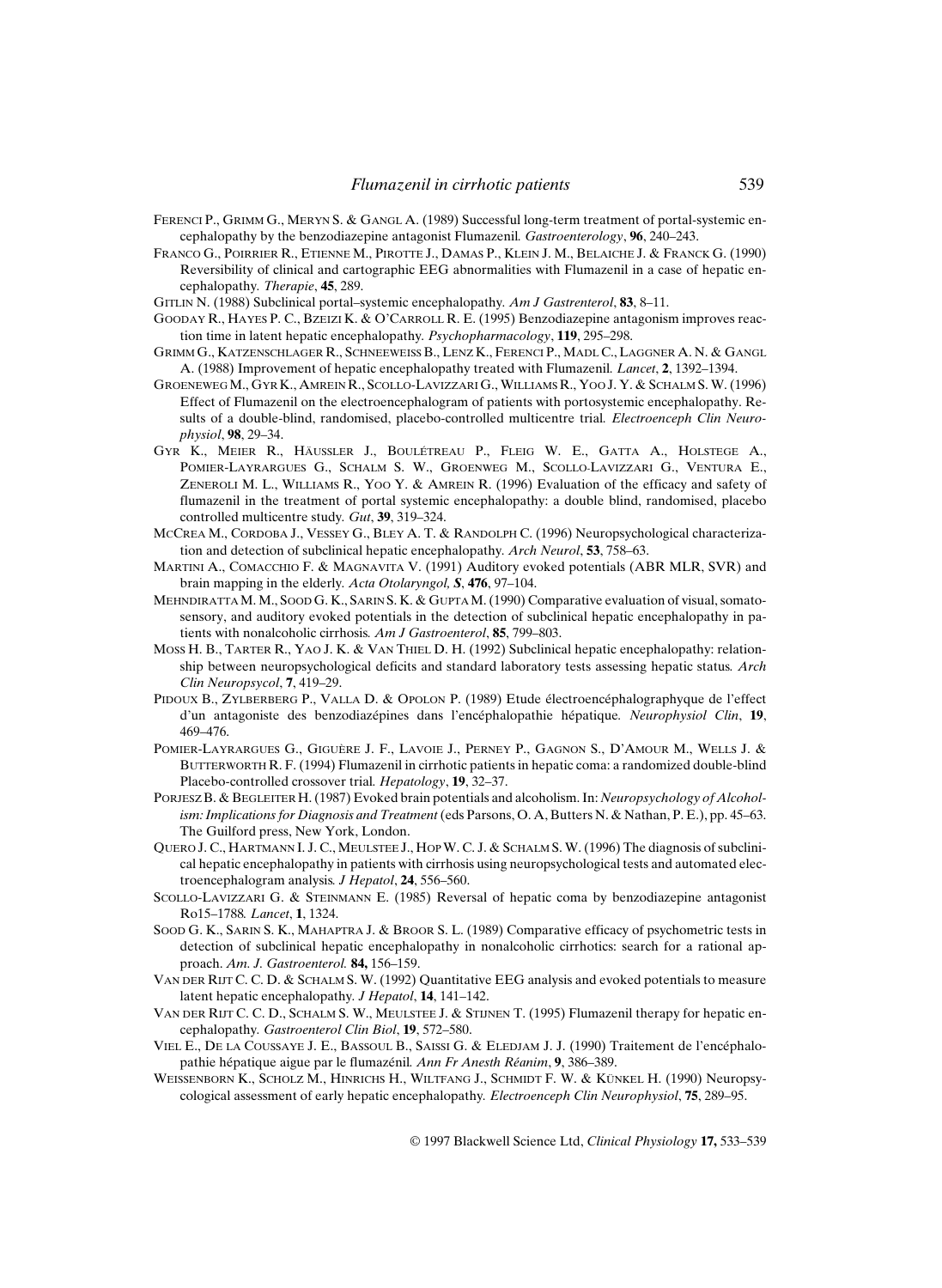Ferenci P., Grimm G., Meryn S. & Gangl A. (1989) Successful long-term treatment of portal-systemic encephalopathy by the benzodiazepine antagonist Flumazenil. *Gastroenterology*, **96**, 240–243.

Franco G., Poirrier R., Etienne M., Pirotte J., Damas P., Klein J. M., Belaiche J. & Franck G. (1990) Reversibility of clinical and cartographic EEG abnormalities with Flumazenil in a case of hepatic encephalopathy. *Therapie*, **45**, 289.

Gitlin N. (1988) Subclinical portal–systemic encephalopathy. *Am J Gastrenterol*, **83**, 8–11.

Gooday R., Hayes P. C., Bzeizi K. & O'Carroll R. E. (1995) Benzodiazepine antagonism improves reaction time in latent hepatic encephalopathy. *Psychopharmacology*, **119**, 295–298.

Grimm G., Katzenschlager R., Schneeweiss B., Lenz K., Ferenci P., Madl C., Laggner A. N. & Gangl A. (1988) Improvement of hepatic encephalopathy treated with Flumazenil. *Lancet*, **2**, 1392–1394.

Groeneweg M., Gyr K., Amrein R., Scollo-Lavizzari G., Williams R., Yoo J. Y. & Schalm S. W. (1996) Effect of Flumazenil on the electroencephalogram of patients with portosystemic encephalopathy. Results of a double-blind, randomised, placebo-controlled multicentre trial. *Electroenceph Clin Neurophysiol*, **98**, 29–34.

Gyr K., Meier R., Häussler J., Boulétreau P., Fleig W. E., Gatta A., Holstege A., Pomier-Layrargues G., Schalm S. W., Groenweg M., Scollo-Lavizzari G., Ventura E., Zeneroli M. L., Williams R., Yoo Y. & Amrein R. (1996) Evaluation of the efficacy and safety of flumazenil in the treatment of portal systemic encephalopathy: a double blind, randomised, placebo controlled multicentre study. *Gut*, **39**, 319–324.

McCrea M., Cordoba J., Vessey G., Bley A. T. & Randolph C. (1996) Neuropsychological characterization and detection of subclinical hepatic encephalopathy. *Arch Neurol*, **53**, 758–63.

Martini A., Comacchio F. & Magnavita V. (1991) Auditory evoked potentials (ABR MLR, SVR) and brain mapping in the elderly. *Acta Otolaryngol, S*, **476**, 97–104.

Mehndiratta M. M., Sood G. K., Sarin S. K. & Gupta M. (1990) Comparative evaluation of visual, somatosensory, and auditory evoked potentials in the detection of subclinical hepatic encephalopathy in patients with nonalcoholic cirrhosis. *Am J Gastroenterol*, **85**, 799–803.

Moss H. B., Tarter R., Yao J. K. & Van Thiel D. H. (1992) Subclinical hepatic encephalopathy: relationship between neuropsychological deficits and standard laboratory tests assessing hepatic status. *Arch Clin Neuropsycol*, **7**, 419–29.

Pidoux B., Zylberberg P., Valla D. & Opolon P. (1989) Etude électroencéphalographyque de l'effect d'un antagoniste des benzodiazépines dans l'encéphalopathie hépatique. *Neurophysiol Clin*, **19**, 469–476.

Pomier-Layrargues G., Giguère J. F., Lavoie J., Perney P., Gagnon S., D'Amour M., Wells J. & Butterworth R. F. (1994) Flumazenil in cirrhotic patients in hepatic coma: a randomized double-blind Placebo-controlled crossover trial. *Hepatology*, **19**, 32–37.

Porjesz B. & Begleiter H. (1987) Evoked brain potentials and alcoholism. In: *Neuropsychology of Alcoholism: Implications for Diagnosis and Treatment* (eds Parsons, O. A, Butters N. & Nathan, P. E.), pp. 45–63. The Guilford press, New York, London.

Quero J. C., Hartmann I. J. C., Meulstee J., Hop W. C. J. & Schalm S. W. (1996) The diagnosis of subclinical hepatic encephalopathy in patients with cirrhosis using neuropsychological tests and automated electroencephalogram analysis. *J Hepatol*, **24**, 556–560.

Scollo-Lavizzari G. & Steinmann E. (1985) Reversal of hepatic coma by benzodiazepine antagonist Ro15–1788. *Lancet*, **1**, 1324.

Sood G. K., Sarin S. K., Mahaptra J. & Broor S. L. (1989) Comparative efficacy of psychometric tests in detection of subclinical hepatic encephalopathy in nonalcoholic cirrhotics: search for a rational approach. *Am. J. Gastroenterol.* **84,** 156–159.

Van der Rijt C. C. D. & Schalm S. W. (1992) Quantitative EEG analysis and evoked potentials to measure latent hepatic encephalopathy. *J Hepatol*, **14**, 141–142.

Van der Rijt C. C. D., Schalm S. W., Meulstee J. & Stijnen T. (1995) Flumazenil therapy for hepatic encephalopathy. *Gastroenterol Clin Biol*, **19**, 572–580.

Viel E., De la Coussaye J. E., Bassoul B., Saissi G. & Eledjam J. J. (1990) Traitement de l'encéphalopathie hépatique aigue par le flumazénil. *Ann Fr Anesth Réanim*, **9**, 386–389.

Weissenborn K., Scholz M., Hinrichs H., Wiltfang J., Schmidt F. W. & Künkel H. (1990) Neuropsycological assessment of early hepatic encephalopathy. *Electroenceph Clin Neurophysiol*, **75**, 289–95.